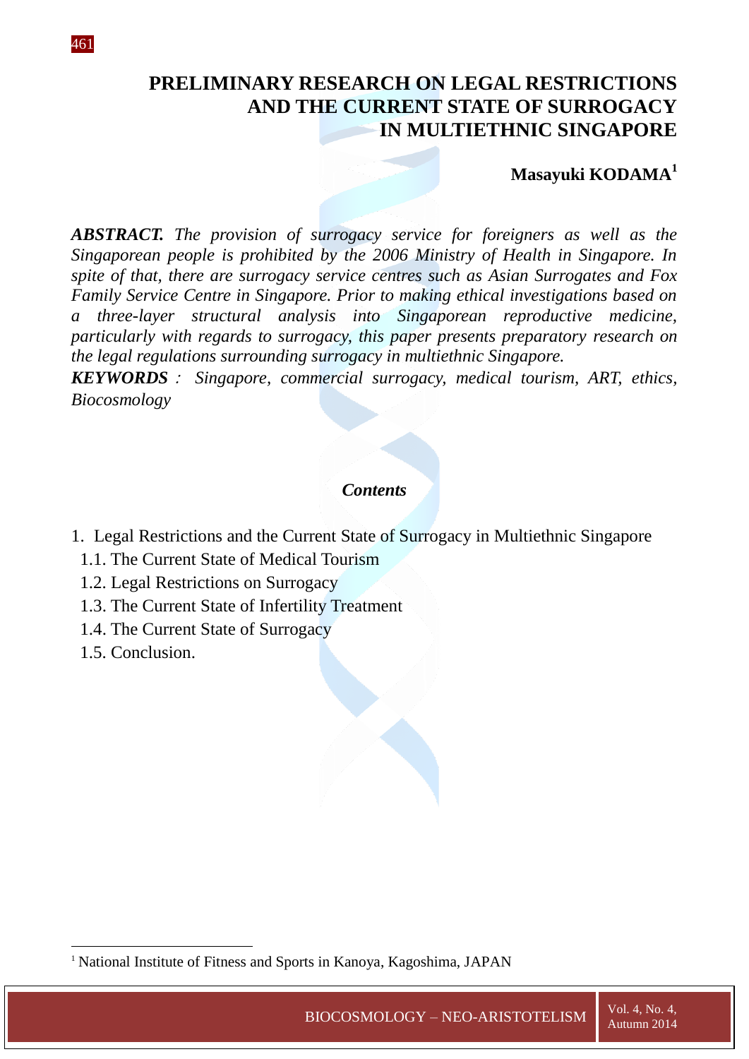# PRELIMINARY RESEARCH ON LEGAL RESTRICTIONS AND THE CURRENT STATE OF SURROGACY IN MULTIETHNIC SINGAPORE

**Masayuki KODAMA**[1]

***ABSTRACT.*** *The provision of surrogacy service for foreigners as well as the Singaporean people is prohibited by the 2006 Ministry of Health in Singapore. In spite of that, there are surrogacy service centres such as Asian Surrogates and Fox Family Service Centre in Singapore. Prior to making ethical investigations based on a three-layer structural analysis into Singaporean reproductive medicine, particularly with regards to surrogacy, this paper presents preparatory research on the legal regulations surrounding surrogacy in multiethnic Singapore.*

***KEYWORDS*** *: Singapore, commercial surrogacy, medical tourism, ART, ethics, Biocosmology*

***Contents***

1. Legal Restrictions and the Current State of Surrogacy in Multiethnic Singapore
   - 1.1. The Current State of Medical Tourism
   - 1.2. Legal Restrictions on Surrogacy
   - 1.3. The Current State of Infertility Treatment
   - 1.4. The Current State of Surrogacy
   - 1.5. Conclusion.

---

[1] National Institute of Fitness and Sports in Kanoya, Kagoshima, JAPAN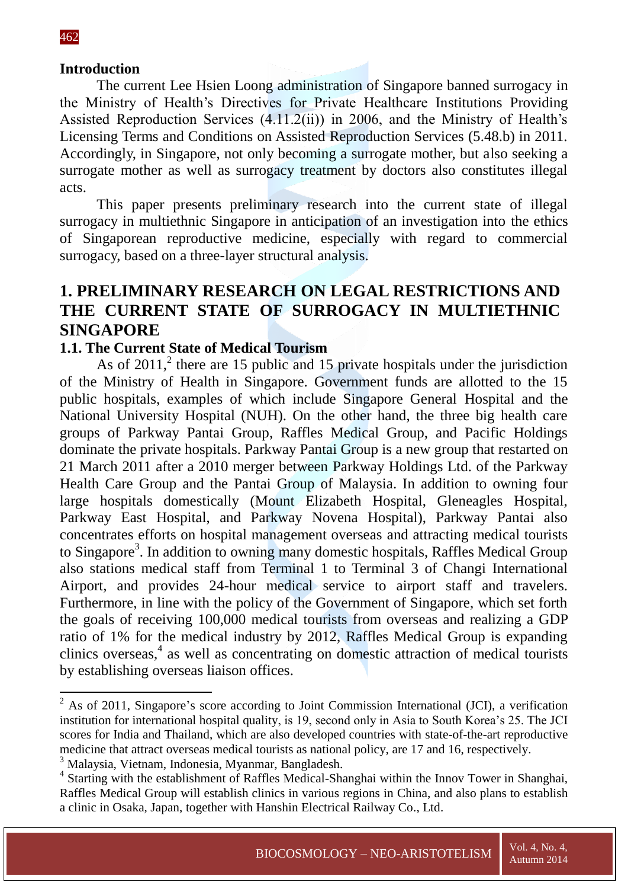## Introduction

The current Lee Hsien Loong administration of Singapore banned surrogacy in the Ministry of Health's Directives for Private Healthcare Institutions Providing Assisted Reproduction Services (4.11.2(ii)) in 2006, and the Ministry of Health's Licensing Terms and Conditions on Assisted Reproduction Services (5.48.b) in 2011. Accordingly, in Singapore, not only becoming a surrogate mother, but also seeking a surrogate mother as well as surrogacy treatment by doctors also constitutes illegal acts.

This paper presents preliminary research into the current state of illegal surrogacy in multiethnic Singapore in anticipation of an investigation into the ethics of Singaporean reproductive medicine, especially with regard to commercial surrogacy, based on a three-layer structural analysis.

# 1. PRELIMINARY RESEARCH ON LEGAL RESTRICTIONS AND THE CURRENT STATE OF SURROGACY IN MULTIETHNIC SINGAPORE

### 1.1. The Current State of Medical Tourism

As of 2011,[2] there are 15 public and 15 private hospitals under the jurisdiction of the Ministry of Health in Singapore. Government funds are allotted to the 15 public hospitals, examples of which include Singapore General Hospital and the National University Hospital (NUH). On the other hand, the three big health care groups of Parkway Pantai Group, Raffles Medical Group, and Pacific Holdings dominate the private hospitals. Parkway Pantai Group is a new group that restarted on 21 March 2011 after a 2010 merger between Parkway Holdings Ltd. of the Parkway Health Care Group and the Pantai Group of Malaysia. In addition to owning four large hospitals domestically (Mount Elizabeth Hospital, Gleneagles Hospital, Parkway East Hospital, and Parkway Novena Hospital), Parkway Pantai also concentrates efforts on hospital management overseas and attracting medical tourists to Singapore[3]. In addition to owning many domestic hospitals, Raffles Medical Group also stations medical staff from Terminal 1 to Terminal 3 of Changi International Airport, and provides 24-hour medical service to airport staff and travelers. Furthermore, in line with the policy of the Government of Singapore, which set forth the goals of receiving 100,000 medical tourists from overseas and realizing a GDP ratio of 1% for the medical industry by 2012, Raffles Medical Group is expanding clinics overseas,[4] as well as concentrating on domestic attraction of medical tourists by establishing overseas liaison offices.

---

[2] As of 2011, Singapore's score according to Joint Commission International (JCI), a verification institution for international hospital quality, is 19, second only in Asia to South Korea's 25. The JCI scores for India and Thailand, which are also developed countries with state-of-the-art reproductive medicine that attract overseas medical tourists as national policy, are 17 and 16, respectively.

[3] Malaysia, Vietnam, Indonesia, Myanmar, Bangladesh.

[4] Starting with the establishment of Raffles Medical-Shanghai within the Innov Tower in Shanghai, Raffles Medical Group will establish clinics in various regions in China, and also plans to establish a clinic in Osaka, Japan, together with Hanshin Electrical Railway Co., Ltd.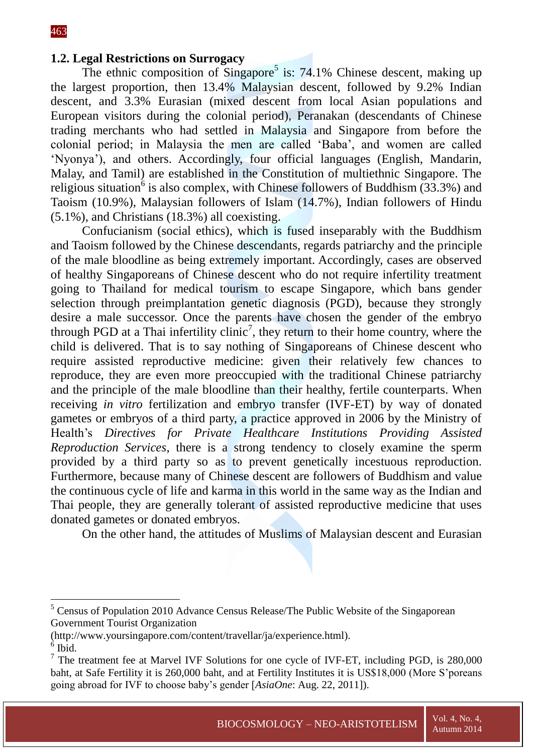### 1.2. Legal Restrictions on Surrogacy

The ethnic composition of Singapore[5] is: 74.1% Chinese descent, making up the largest proportion, then 13.4% Malaysian descent, followed by 9.2% Indian descent, and 3.3% Eurasian (mixed descent from local Asian populations and European visitors during the colonial period), Peranakan (descendants of Chinese trading merchants who had settled in Malaysia and Singapore from before the colonial period; in Malaysia the men are called 'Baba', and women are called 'Nyonya'), and others. Accordingly, four official languages (English, Mandarin, Malay, and Tamil) are established in the Constitution of multiethnic Singapore. The religious situation[6] is also complex, with Chinese followers of Buddhism (33.3%) and Taoism (10.9%), Malaysian followers of Islam (14.7%), Indian followers of Hindu (5.1%), and Christians (18.3%) all coexisting.

Confucianism (social ethics), which is fused inseparably with the Buddhism and Taoism followed by the Chinese descendants, regards patriarchy and the principle of the male bloodline as being extremely important. Accordingly, cases are observed of healthy Singaporeans of Chinese descent who do not require infertility treatment going to Thailand for medical tourism to escape Singapore, which bans gender selection through preimplantation genetic diagnosis (PGD), because they strongly desire a male successor. Once the parents have chosen the gender of the embryo through PGD at a Thai infertility clinic[7], they return to their home country, where the child is delivered. That is to say nothing of Singaporeans of Chinese descent who require assisted reproductive medicine: given their relatively few chances to reproduce, they are even more preoccupied with the traditional Chinese patriarchy and the principle of the male bloodline than their healthy, fertile counterparts. When receiving *in vitro* fertilization and embryo transfer (IVF-ET) by way of donated gametes or embryos of a third party, a practice approved in 2006 by the Ministry of Health's *Directives for Private Healthcare Institutions Providing Assisted Reproduction Services*, there is a strong tendency to closely examine the sperm provided by a third party so as to prevent genetically incestuous reproduction. Furthermore, because many of Chinese descent are followers of Buddhism and value the continuous cycle of life and karma in this world in the same way as the Indian and Thai people, they are generally tolerant of assisted reproductive medicine that uses donated gametes or donated embryos.

On the other hand, the attitudes of Muslims of Malaysian descent and Eurasian

---

[5] Census of Population 2010 Advance Census Release/The Public Website of the Singaporean Government Tourist Organization (http://www.yoursingapore.com/content/travellar/ja/experience.html).

[6] Ibid.

[7] The treatment fee at Marvel IVF Solutions for one cycle of IVF-ET, including PGD, is 280,000 baht, at Safe Fertility it is 260,000 baht, and at Fertility Institutes it is US$18,000 (More S'poreans going abroad for IVF to choose baby's gender [*AsiaOne*: Aug. 22, 2011]).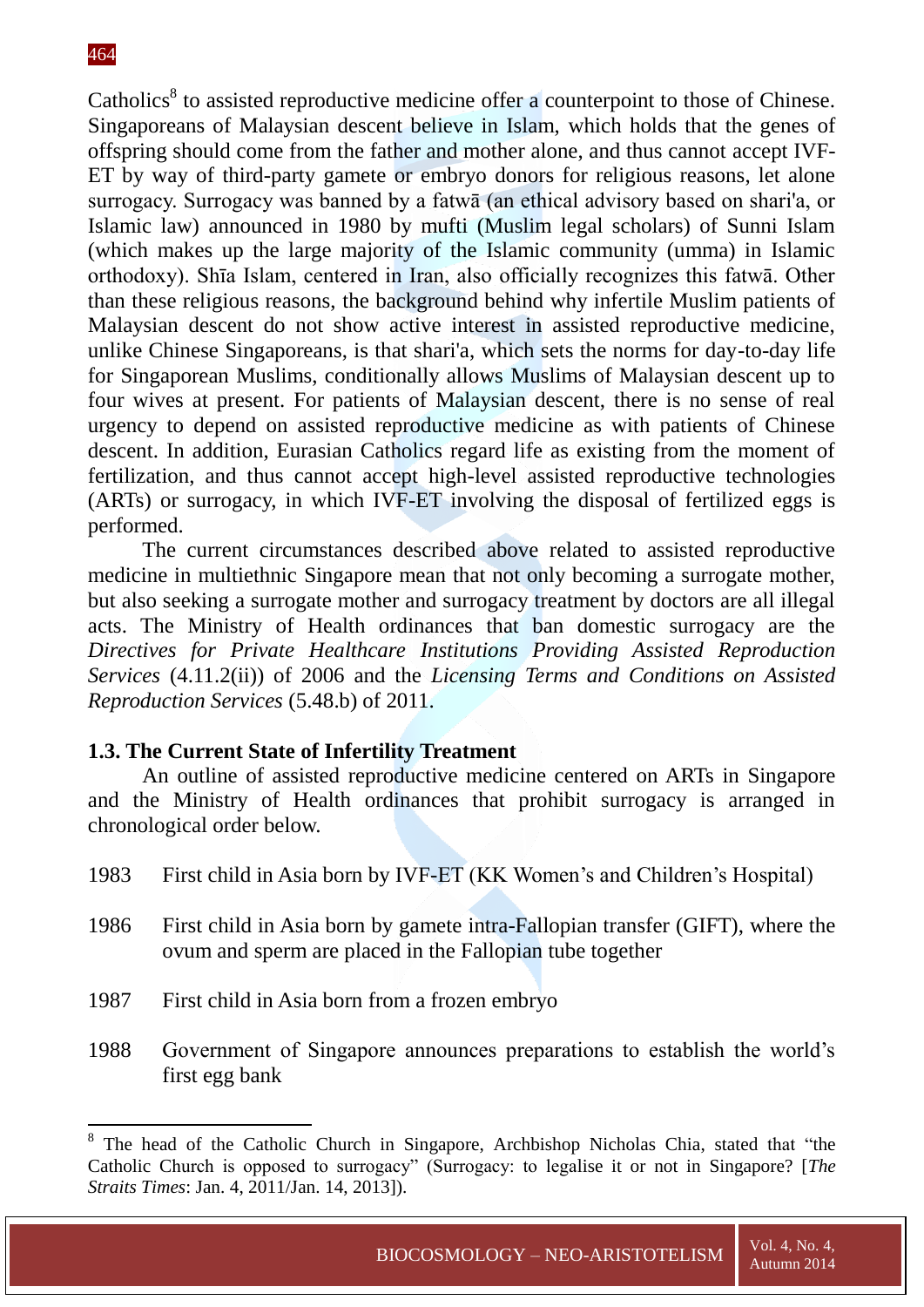Catholics[8] to assisted reproductive medicine offer a counterpoint to those of Chinese. Singaporeans of Malaysian descent believe in Islam, which holds that the genes of offspring should come from the father and mother alone, and thus cannot accept IVF-ET by way of third-party gamete or embryo donors for religious reasons, let alone surrogacy. Surrogacy was banned by a fatwā (an ethical advisory based on shari'a, or Islamic law) announced in 1980 by mufti (Muslim legal scholars) of Sunni Islam (which makes up the large majority of the Islamic community (umma) in Islamic orthodoxy). Shīa Islam, centered in Iran, also officially recognizes this fatwā. Other than these religious reasons, the background behind why infertile Muslim patients of Malaysian descent do not show active interest in assisted reproductive medicine, unlike Chinese Singaporeans, is that shari'a, which sets the norms for day-to-day life for Singaporean Muslims, conditionally allows Muslims of Malaysian descent up to four wives at present. For patients of Malaysian descent, there is no sense of real urgency to depend on assisted reproductive medicine as with patients of Chinese descent. In addition, Eurasian Catholics regard life as existing from the moment of fertilization, and thus cannot accept high-level assisted reproductive technologies (ARTs) or surrogacy, in which IVF-ET involving the disposal of fertilized eggs is performed.

The current circumstances described above related to assisted reproductive medicine in multiethnic Singapore mean that not only becoming a surrogate mother, but also seeking a surrogate mother and surrogacy treatment by doctors are all illegal acts. The Ministry of Health ordinances that ban domestic surrogacy are the *Directives for Private Healthcare Institutions Providing Assisted Reproduction Services* (4.11.2(ii)) of 2006 and the *Licensing Terms and Conditions on Assisted Reproduction Services* (5.48.b) of 2011.

### 1.3. The Current State of Infertility Treatment

An outline of assisted reproductive medicine centered on ARTs in Singapore and the Ministry of Health ordinances that prohibit surrogacy is arranged in chronological order below.

1983 First child in Asia born by IVF-ET (KK Women's and Children's Hospital)

1986 First child in Asia born by gamete intra-Fallopian transfer (GIFT), where the ovum and sperm are placed in the Fallopian tube together

1987 First child in Asia born from a frozen embryo

1988 Government of Singapore announces preparations to establish the world's first egg bank

---

[8] The head of the Catholic Church in Singapore, Archbishop Nicholas Chia, stated that "the Catholic Church is opposed to surrogacy" (Surrogacy: to legalise it or not in Singapore? [*The Straits Times*: Jan. 4, 2011/Jan. 14, 2013]).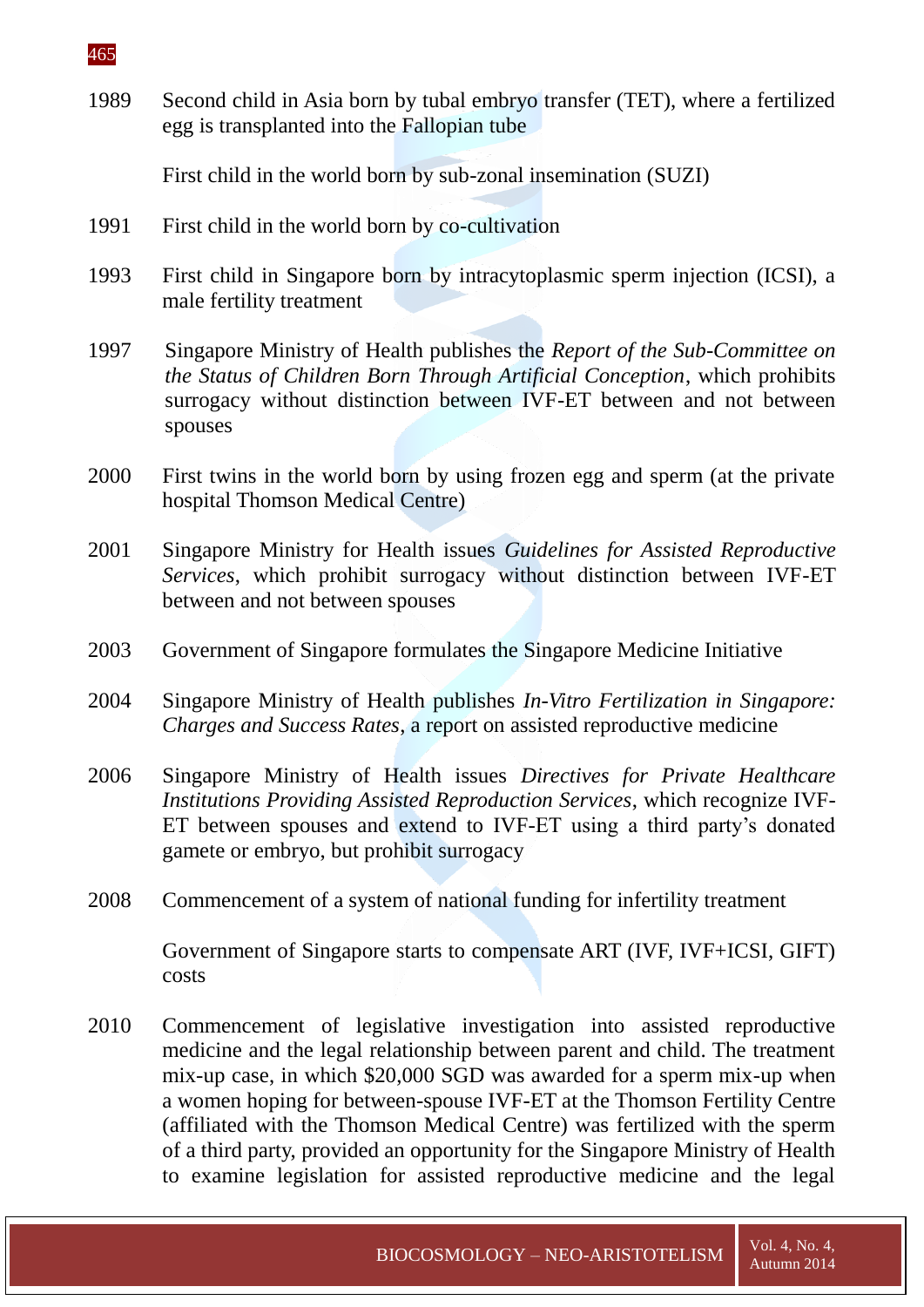1989 Second child in Asia born by tubal embryo transfer (TET), where a fertilized egg is transplanted into the Fallopian tube

First child in the world born by sub-zonal insemination (SUZI)

1991 First child in the world born by co-cultivation

1993 First child in Singapore born by intracytoplasmic sperm injection (ICSI), a male fertility treatment

1997 Singapore Ministry of Health publishes the *Report of the Sub-Committee on the Status of Children Born Through Artificial Conception*, which prohibits surrogacy without distinction between IVF-ET between and not between spouses

2000 First twins in the world born by using frozen egg and sperm (at the private hospital Thomson Medical Centre)

2001 Singapore Ministry for Health issues *Guidelines for Assisted Reproductive Services*, which prohibit surrogacy without distinction between IVF-ET between and not between spouses

2003 Government of Singapore formulates the Singapore Medicine Initiative

2004 Singapore Ministry of Health publishes *In-Vitro Fertilization in Singapore: Charges and Success Rates*, a report on assisted reproductive medicine

2006 Singapore Ministry of Health issues *Directives for Private Healthcare Institutions Providing Assisted Reproduction Services*, which recognize IVF-ET between spouses and extend to IVF-ET using a third party's donated gamete or embryo, but prohibit surrogacy

2008 Commencement of a system of national funding for infertility treatment

Government of Singapore starts to compensate ART (IVF, IVF+ICSI, GIFT) costs

2010 Commencement of legislative investigation into assisted reproductive medicine and the legal relationship between parent and child. The treatment mix-up case, in which $20,000 SGD was awarded for a sperm mix-up when a women hoping for between-spouse IVF-ET at the Thomson Fertility Centre (affiliated with the Thomson Medical Centre) was fertilized with the sperm of a third party, provided an opportunity for the Singapore Ministry of Health to examine legislation for assisted reproductive medicine and the legal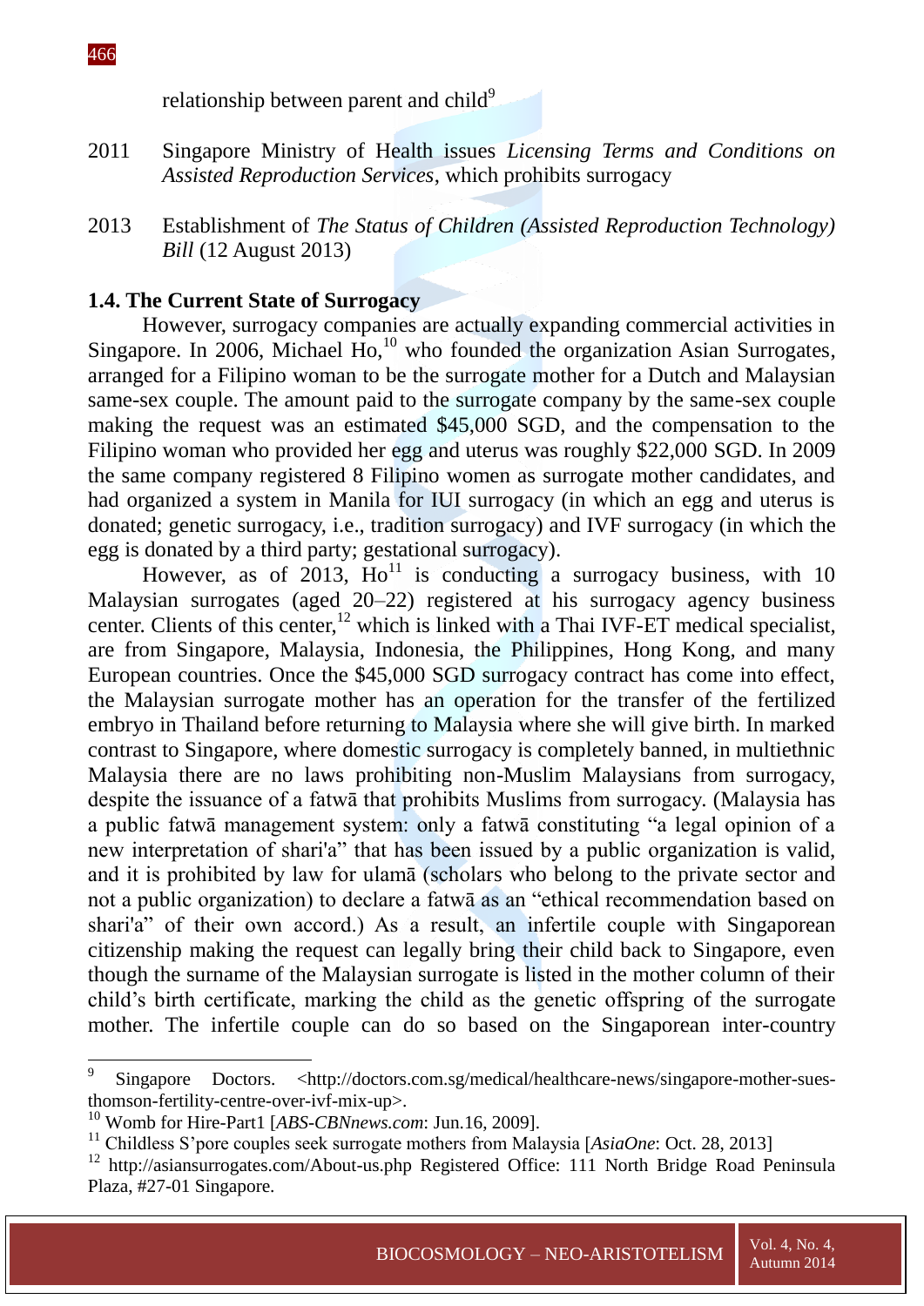relationship between parent and child[9]

2011 Singapore Ministry of Health issues *Licensing Terms and Conditions on Assisted Reproduction Services*, which prohibits surrogacy

2013 Establishment of *The Status of Children (Assisted Reproduction Technology) Bill* (12 August 2013)

### 1.4. The Current State of Surrogacy

However, surrogacy companies are actually expanding commercial activities in Singapore. In 2006, Michael Ho,[10] who founded the organization Asian Surrogates, arranged for a Filipino woman to be the surrogate mother for a Dutch and Malaysian same-sex couple. The amount paid to the surrogate company by the same-sex couple making the request was an estimated $45,000 SGD, and the compensation to the Filipino woman who provided her egg and uterus was roughly $22,000 SGD. In 2009 the same company registered 8 Filipino women as surrogate mother candidates, and had organized a system in Manila for IUI surrogacy (in which an egg and uterus is donated; genetic surrogacy, i.e., tradition surrogacy) and IVF surrogacy (in which the egg is donated by a third party; gestational surrogacy).

However, as of 2013, Ho[11] is conducting a surrogacy business, with 10 Malaysian surrogates (aged 20–22) registered at his surrogacy agency business center. Clients of this center,[12] which is linked with a Thai IVF-ET medical specialist, are from Singapore, Malaysia, Indonesia, the Philippines, Hong Kong, and many European countries. Once the $45,000 SGD surrogacy contract has come into effect, the Malaysian surrogate mother has an operation for the transfer of the fertilized embryo in Thailand before returning to Malaysia where she will give birth. In marked contrast to Singapore, where domestic surrogacy is completely banned, in multiethnic Malaysia there are no laws prohibiting non-Muslim Malaysians from surrogacy, despite the issuance of a fatwā that prohibits Muslims from surrogacy. (Malaysia has a public fatwā management system: only a fatwā constituting "a legal opinion of a new interpretation of shari'a" that has been issued by a public organization is valid, and it is prohibited by law for ulamā (scholars who belong to the private sector and not a public organization) to declare a fatwā as an "ethical recommendation based on shari'a" of their own accord.) As a result, an infertile couple with Singaporean citizenship making the request can legally bring their child back to Singapore, even though the surname of the Malaysian surrogate is listed in the mother column of their child's birth certificate, marking the child as the genetic offspring of the surrogate mother. The infertile couple can do so based on the Singaporean inter-country

---

[9] Singapore Doctors. <http://doctors.com.sg/medical/healthcare-news/singapore-mother-sues-thomson-fertility-centre-over-ivf-mix-up>.

[10] Womb for Hire-Part1 [*ABS-CBNnews.com*: Jun.16, 2009].

[11] Childless S'pore couples seek surrogate mothers from Malaysia [*AsiaOne*: Oct. 28, 2013]

[12] http://asiansurrogates.com/About-us.php Registered Office: 111 North Bridge Road Peninsula Plaza, #27-01 Singapore.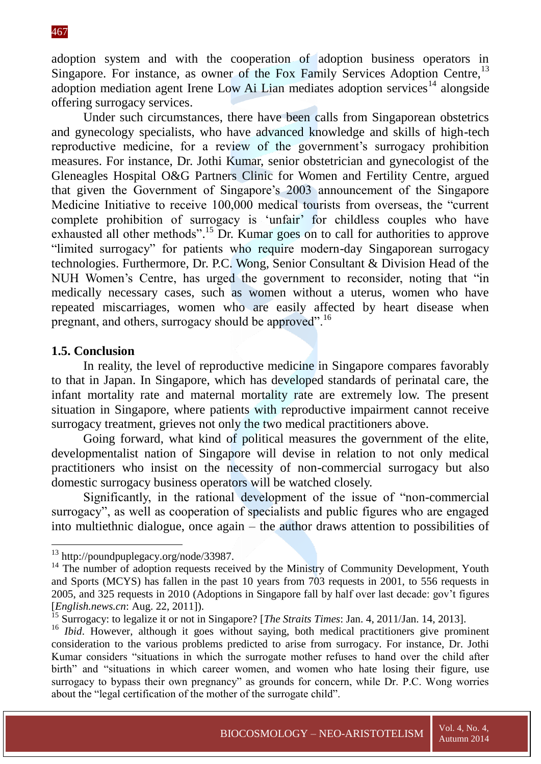adoption system and with the cooperation of adoption business operators in Singapore. For instance, as owner of the Fox Family Services Adoption Centre,[13] adoption mediation agent Irene Low Ai Lian mediates adoption services[14] alongside offering surrogacy services.

Under such circumstances, there have been calls from Singaporean obstetrics and gynecology specialists, who have advanced knowledge and skills of high-tech reproductive medicine, for a review of the government's surrogacy prohibition measures. For instance, Dr. Jothi Kumar, senior obstetrician and gynecologist of the Gleneagles Hospital O&G Partners Clinic for Women and Fertility Centre, argued that given the Government of Singapore's 2003 announcement of the Singapore Medicine Initiative to receive 100,000 medical tourists from overseas, the "current complete prohibition of surrogacy is 'unfair' for childless couples who have exhausted all other methods".[15] Dr. Kumar goes on to call for authorities to approve "limited surrogacy" for patients who require modern-day Singaporean surrogacy technologies. Furthermore, Dr. P.C. Wong, Senior Consultant & Division Head of the NUH Women's Centre, has urged the government to reconsider, noting that "in medically necessary cases, such as women without a uterus, women who have repeated miscarriages, women who are easily affected by heart disease when pregnant, and others, surrogacy should be approved".[16]

### 1.5. Conclusion

In reality, the level of reproductive medicine in Singapore compares favorably to that in Japan. In Singapore, which has developed standards of perinatal care, the infant mortality rate and maternal mortality rate are extremely low. The present situation in Singapore, where patients with reproductive impairment cannot receive surrogacy treatment, grieves not only the two medical practitioners above.

Going forward, what kind of political measures the government of the elite, developmentalist nation of Singapore will devise in relation to not only medical practitioners who insist on the necessity of non-commercial surrogacy but also domestic surrogacy business operators will be watched closely.

Significantly, in the rational development of the issue of "non-commercial surrogacy", as well as cooperation of specialists and public figures who are engaged into multiethnic dialogue, once again – the author draws attention to possibilities of

---

[13] http://poundpuplegacy.org/node/33987.

[14] The number of adoption requests received by the Ministry of Community Development, Youth and Sports (MCYS) has fallen in the past 10 years from 703 requests in 2001, to 556 requests in 2005, and 325 requests in 2010 (Adoptions in Singapore fall by half over last decade: gov't figures [*English.news.cn*: Aug. 22, 2011]).

[15] Surrogacy: to legalize it or not in Singapore? [*The Straits Times*: Jan. 4, 2011/Jan. 14, 2013].

[16] *Ibid*. However, although it goes without saying, both medical practitioners give prominent consideration to the various problems predicted to arise from surrogacy. For instance, Dr. Jothi Kumar considers "situations in which the surrogate mother refuses to hand over the child after birth" and "situations in which career women, and women who hate losing their figure, use surrogacy to bypass their own pregnancy" as grounds for concern, while Dr. P.C. Wong worries about the "legal certification of the mother of the surrogate child".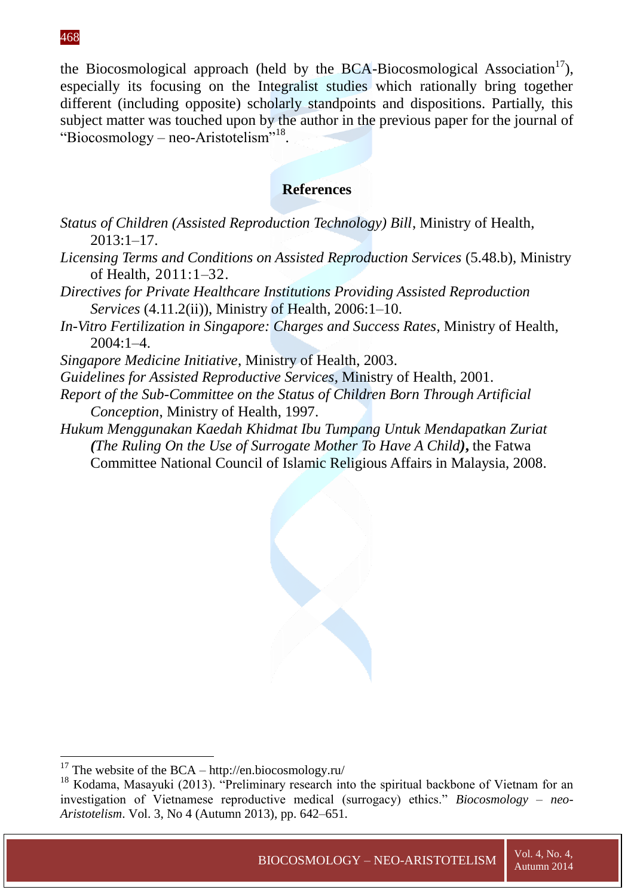the Biocosmological approach (held by the BCA-Biocosmological Association[17]), especially its focusing on the Integralist studies which rationally bring together different (including opposite) scholarly standpoints and dispositions. Partially, this subject matter was touched upon by the author in the previous paper for the journal of "Biocosmology – neo-Aristotelism"[18].

## References

*Status of Children (Assisted Reproduction Technology) Bill*, Ministry of Health, 2013:1–17.

*Licensing Terms and Conditions on Assisted Reproduction Services* (5.48.b), Ministry of Health, 2011:1–32.

*Directives for Private Healthcare Institutions Providing Assisted Reproduction Services* (4.11.2(ii)), Ministry of Health, 2006:1–10.

*In-Vitro Fertilization in Singapore: Charges and Success Rates*, Ministry of Health, 2004:1–4.

*Singapore Medicine Initiative*, Ministry of Health, 2003.

*Guidelines for Assisted Reproductive Services*, Ministry of Health, 2001.

*Report of the Sub-Committee on the Status of Children Born Through Artificial Conception*, Ministry of Health, 1997.

*Hukum Menggunakan Kaedah Khidmat Ibu Tumpang Untuk Mendapatkan Zuriat **(**The Ruling On the Use of Surrogate Mother To Have A Child**)**,* the Fatwa Committee National Council of Islamic Religious Affairs in Malaysia, 2008.

---

[17] The website of the BCA – http://en.biocosmology.ru/

[18] Kodama, Masayuki (2013). "Preliminary research into the spiritual backbone of Vietnam for an investigation of Vietnamese reproductive medical (surrogacy) ethics." *Biocosmology – neo-Aristotelism*. Vol. 3, No 4 (Autumn 2013), pp. 642–651.